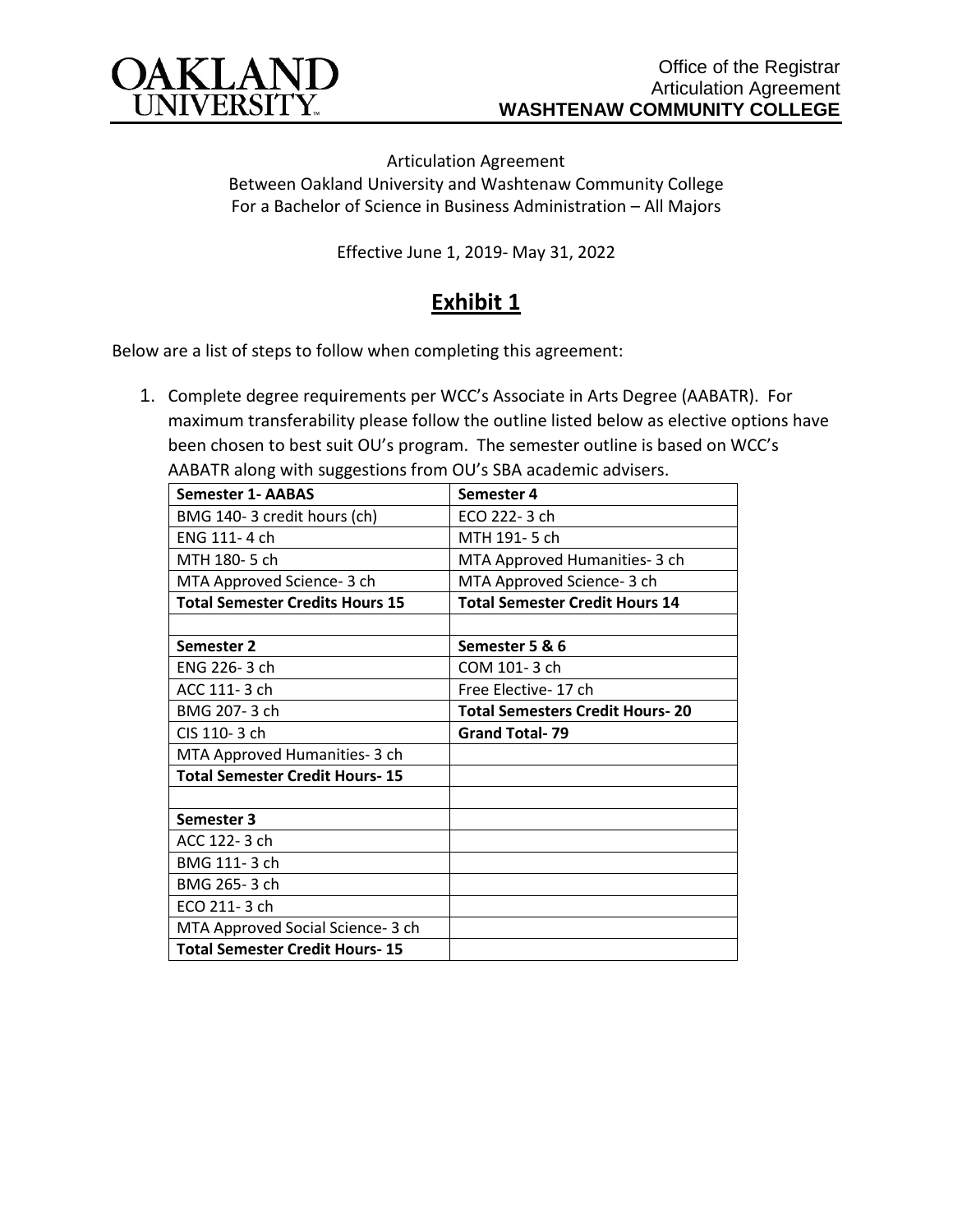Articulation Agreement
Between Oakland University and Washtenaw Community College
For a Bachelor of Science in Business Administration – All Majors

Effective June 1, 2019- May 31, 2022

# Exhibit 1

Below are a list of steps to follow when completing this agreement:

1. Complete degree requirements per WCC's Associate in Arts Degree (AABATR). For maximum transferability please follow the outline listed below as elective options have been chosen to best suit OU's program. The semester outline is based on WCC's AABATR along with suggestions from OU's SBA academic advisers.

| **Semester 1- AABAS** | **Semester 4** |
|---|---|
| BMG 140- 3 credit hours (ch) | ECO 222- 3 ch |
| ENG 111- 4 ch | MTH 191- 5 ch |
| MTH 180- 5 ch | MTA Approved Humanities- 3 ch |
| MTA Approved Science- 3 ch | MTA Approved Science- 3 ch |
| **Total Semester Credits Hours 15** | **Total Semester Credit Hours 14** |
| | |
| **Semester 2** | **Semester 5 & 6** |
| ENG 226- 3 ch | COM 101- 3 ch |
| ACC 111- 3 ch | Free Elective- 17 ch |
| BMG 207- 3 ch | **Total Semesters Credit Hours- 20** |
| CIS 110- 3 ch | **Grand Total- 79** |
| MTA Approved Humanities- 3 ch | |
| **Total Semester Credit Hours- 15** | |
| | |
| **Semester 3** | |
| ACC 122- 3 ch | |
| BMG 111- 3 ch | |
| BMG 265- 3 ch | |
| ECO 211- 3 ch | |
| MTA Approved Social Science- 3 ch | |
| **Total Semester Credit Hours- 15** | |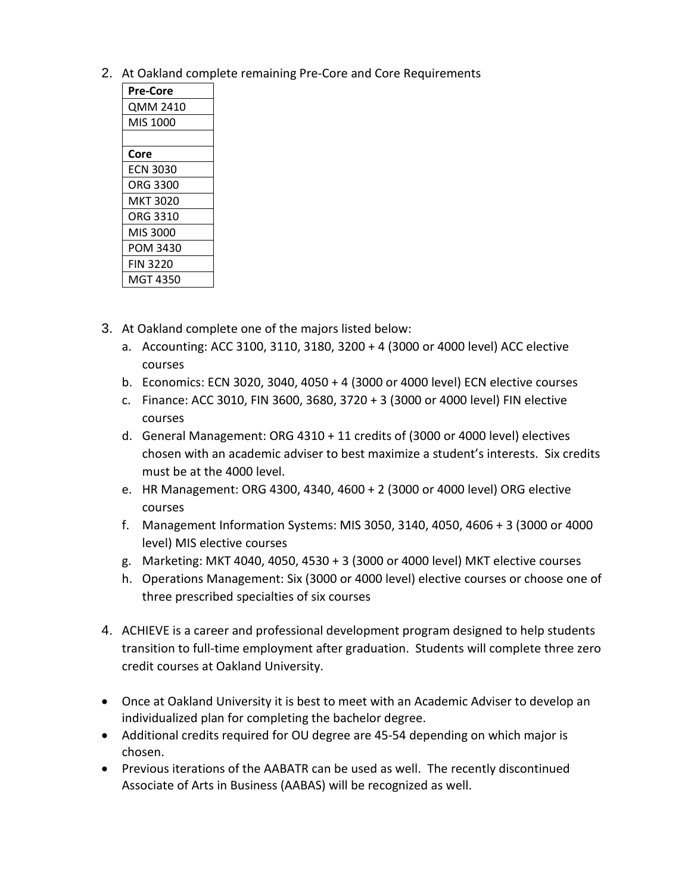2. At Oakland complete remaining Pre-Core and Core Requirements

| **Pre-Core** |
|---|
| QMM 2410 |
| MIS 1000 |
| |
| **Core** |
| ECN 3030 |
| ORG 3300 |
| MKT 3020 |
| ORG 3310 |
| MIS 3000 |
| POM 3430 |
| FIN 3220 |
| MGT 4350 |

3. At Oakland complete one of the majors listed below:
   a. Accounting: ACC 3100, 3110, 3180, 3200 + 4 (3000 or 4000 level) ACC elective courses
   b. Economics: ECN 3020, 3040, 4050 + 4 (3000 or 4000 level) ECN elective courses
   c. Finance: ACC 3010, FIN 3600, 3680, 3720 + 3 (3000 or 4000 level) FIN elective courses
   d. General Management: ORG 4310 + 11 credits of (3000 or 4000 level) electives chosen with an academic adviser to best maximize a student's interests. Six credits must be at the 4000 level.
   e. HR Management: ORG 4300, 4340, 4600 + 2 (3000 or 4000 level) ORG elective courses
   f. Management Information Systems: MIS 3050, 3140, 4050, 4606 + 3 (3000 or 4000 level) MIS elective courses
   g. Marketing: MKT 4040, 4050, 4530 + 3 (3000 or 4000 level) MKT elective courses
   h. Operations Management: Six (3000 or 4000 level) elective courses or choose one of three prescribed specialties of six courses

4. ACHIEVE is a career and professional development program designed to help students transition to full-time employment after graduation. Students will complete three zero credit courses at Oakland University.

- Once at Oakland University it is best to meet with an Academic Adviser to develop an individualized plan for completing the bachelor degree.
- Additional credits required for OU degree are 45-54 depending on which major is chosen.
- Previous iterations of the AABATR can be used as well. The recently discontinued Associate of Arts in Business (AABAS) will be recognized as well.